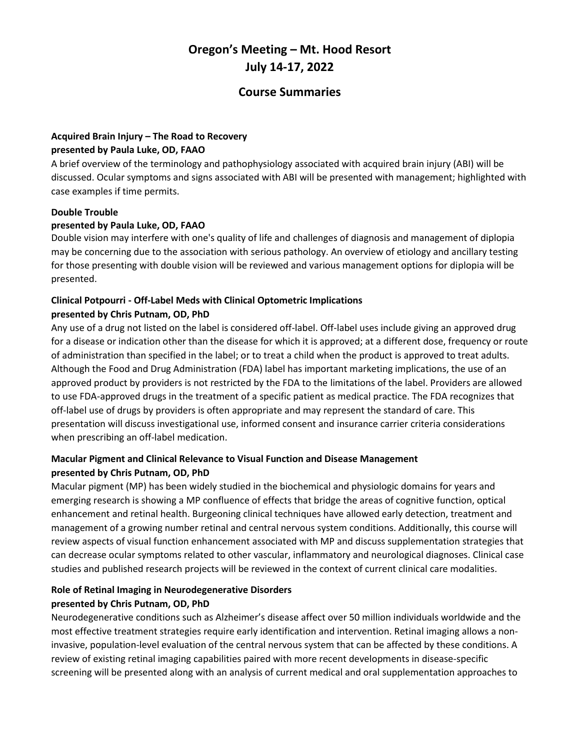# Oregon's Meeting – Mt. Hood Resort
# July 14-17, 2022

## Course Summaries

**Acquired Brain Injury – The Road to Recovery**
**presented by Paula Luke, OD, FAAO**

A brief overview of the terminology and pathophysiology associated with acquired brain injury (ABI) will be discussed. Ocular symptoms and signs associated with ABI will be presented with management; highlighted with case examples if time permits.

**Double Trouble**
**presented by Paula Luke, OD, FAAO**

Double vision may interfere with one's quality of life and challenges of diagnosis and management of diplopia may be concerning due to the association with serious pathology. An overview of etiology and ancillary testing for those presenting with double vision will be reviewed and various management options for diplopia will be presented.

**Clinical Potpourri - Off-Label Meds with Clinical Optometric Implications**
**presented by Chris Putnam, OD, PhD**

Any use of a drug not listed on the label is considered off-label. Off-label uses include giving an approved drug for a disease or indication other than the disease for which it is approved; at a different dose, frequency or route of administration than specified in the label; or to treat a child when the product is approved to treat adults. Although the Food and Drug Administration (FDA) label has important marketing implications, the use of an approved product by providers is not restricted by the FDA to the limitations of the label. Providers are allowed to use FDA-approved drugs in the treatment of a specific patient as medical practice. The FDA recognizes that off-label use of drugs by providers is often appropriate and may represent the standard of care. This presentation will discuss investigational use, informed consent and insurance carrier criteria considerations when prescribing an off-label medication.

**Macular Pigment and Clinical Relevance to Visual Function and Disease Management**
**presented by Chris Putnam, OD, PhD**

Macular pigment (MP) has been widely studied in the biochemical and physiologic domains for years and emerging research is showing a MP confluence of effects that bridge the areas of cognitive function, optical enhancement and retinal health. Burgeoning clinical techniques have allowed early detection, treatment and management of a growing number retinal and central nervous system conditions. Additionally, this course will review aspects of visual function enhancement associated with MP and discuss supplementation strategies that can decrease ocular symptoms related to other vascular, inflammatory and neurological diagnoses. Clinical case studies and published research projects will be reviewed in the context of current clinical care modalities.

**Role of Retinal Imaging in Neurodegenerative Disorders**
**presented by Chris Putnam, OD, PhD**

Neurodegenerative conditions such as Alzheimer's disease affect over 50 million individuals worldwide and the most effective treatment strategies require early identification and intervention. Retinal imaging allows a non-invasive, population-level evaluation of the central nervous system that can be affected by these conditions. A review of existing retinal imaging capabilities paired with more recent developments in disease-specific screening will be presented along with an analysis of current medical and oral supplementation approaches to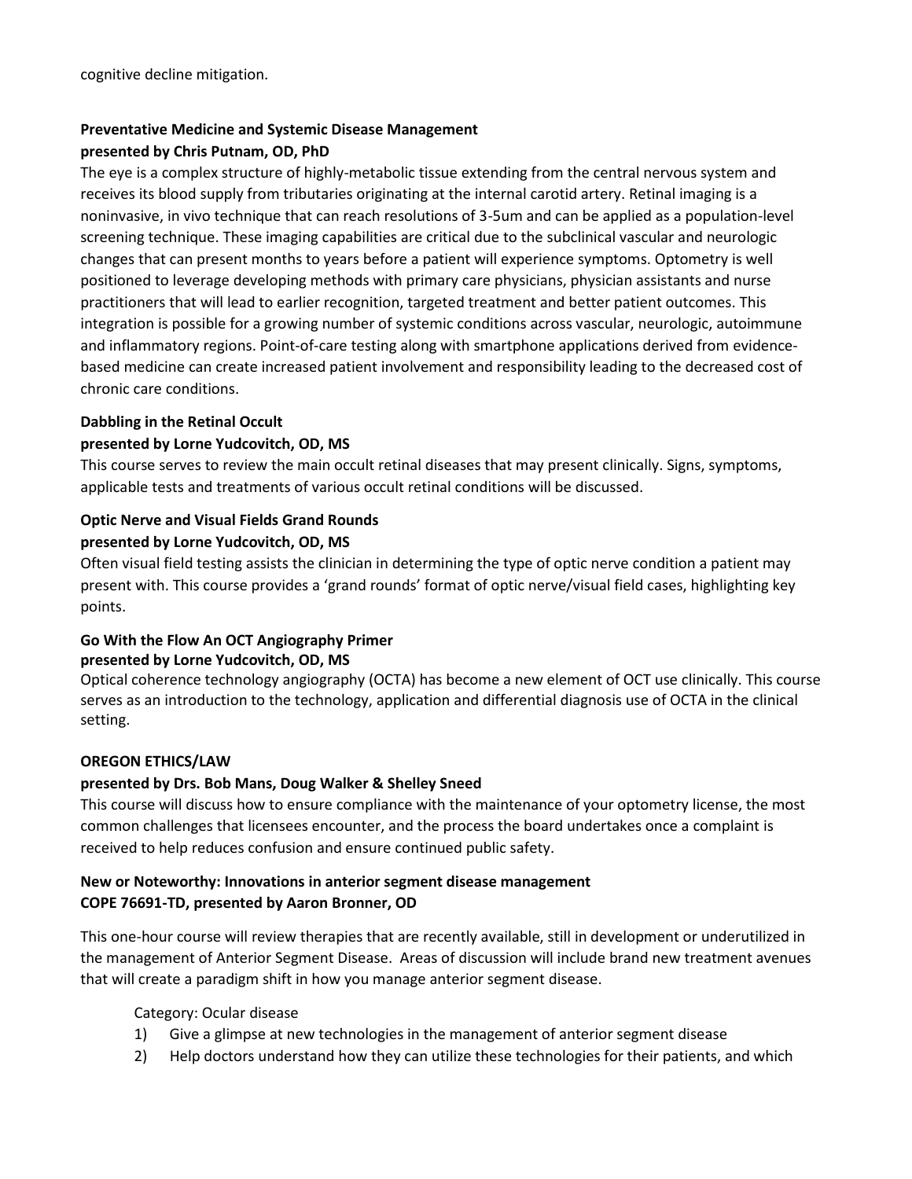cognitive decline mitigation.

**Preventative Medicine and Systemic Disease Management**
**presented by Chris Putnam, OD, PhD**

The eye is a complex structure of highly-metabolic tissue extending from the central nervous system and receives its blood supply from tributaries originating at the internal carotid artery. Retinal imaging is a noninvasive, in vivo technique that can reach resolutions of 3-5um and can be applied as a population-level screening technique. These imaging capabilities are critical due to the subclinical vascular and neurologic changes that can present months to years before a patient will experience symptoms. Optometry is well positioned to leverage developing methods with primary care physicians, physician assistants and nurse practitioners that will lead to earlier recognition, targeted treatment and better patient outcomes. This integration is possible for a growing number of systemic conditions across vascular, neurologic, autoimmune and inflammatory regions. Point-of-care testing along with smartphone applications derived from evidence-based medicine can create increased patient involvement and responsibility leading to the decreased cost of chronic care conditions.

**Dabbling in the Retinal Occult**
**presented by Lorne Yudcovitch, OD, MS**

This course serves to review the main occult retinal diseases that may present clinically. Signs, symptoms, applicable tests and treatments of various occult retinal conditions will be discussed.

**Optic Nerve and Visual Fields Grand Rounds**
**presented by Lorne Yudcovitch, OD, MS**

Often visual field testing assists the clinician in determining the type of optic nerve condition a patient may present with. This course provides a 'grand rounds' format of optic nerve/visual field cases, highlighting key points.

**Go With the Flow An OCT Angiography Primer**
**presented by Lorne Yudcovitch, OD, MS**

Optical coherence technology angiography (OCTA) has become a new element of OCT use clinically. This course serves as an introduction to the technology, application and differential diagnosis use of OCTA in the clinical setting.

**OREGON ETHICS/LAW**
**presented by Drs. Bob Mans, Doug Walker & Shelley Sneed**

This course will discuss how to ensure compliance with the maintenance of your optometry license, the most common challenges that licensees encounter, and the process the board undertakes once a complaint is received to help reduces confusion and ensure continued public safety.

**New or Noteworthy: Innovations in anterior segment disease management**
**COPE 76691-TD, presented by Aaron Bronner, OD**

This one-hour course will review therapies that are recently available, still in development or underutilized in the management of Anterior Segment Disease. Areas of discussion will include brand new treatment avenues that will create a paradigm shift in how you manage anterior segment disease.

Category: Ocular disease

1) Give a glimpse at new technologies in the management of anterior segment disease
2) Help doctors understand how they can utilize these technologies for their patients, and which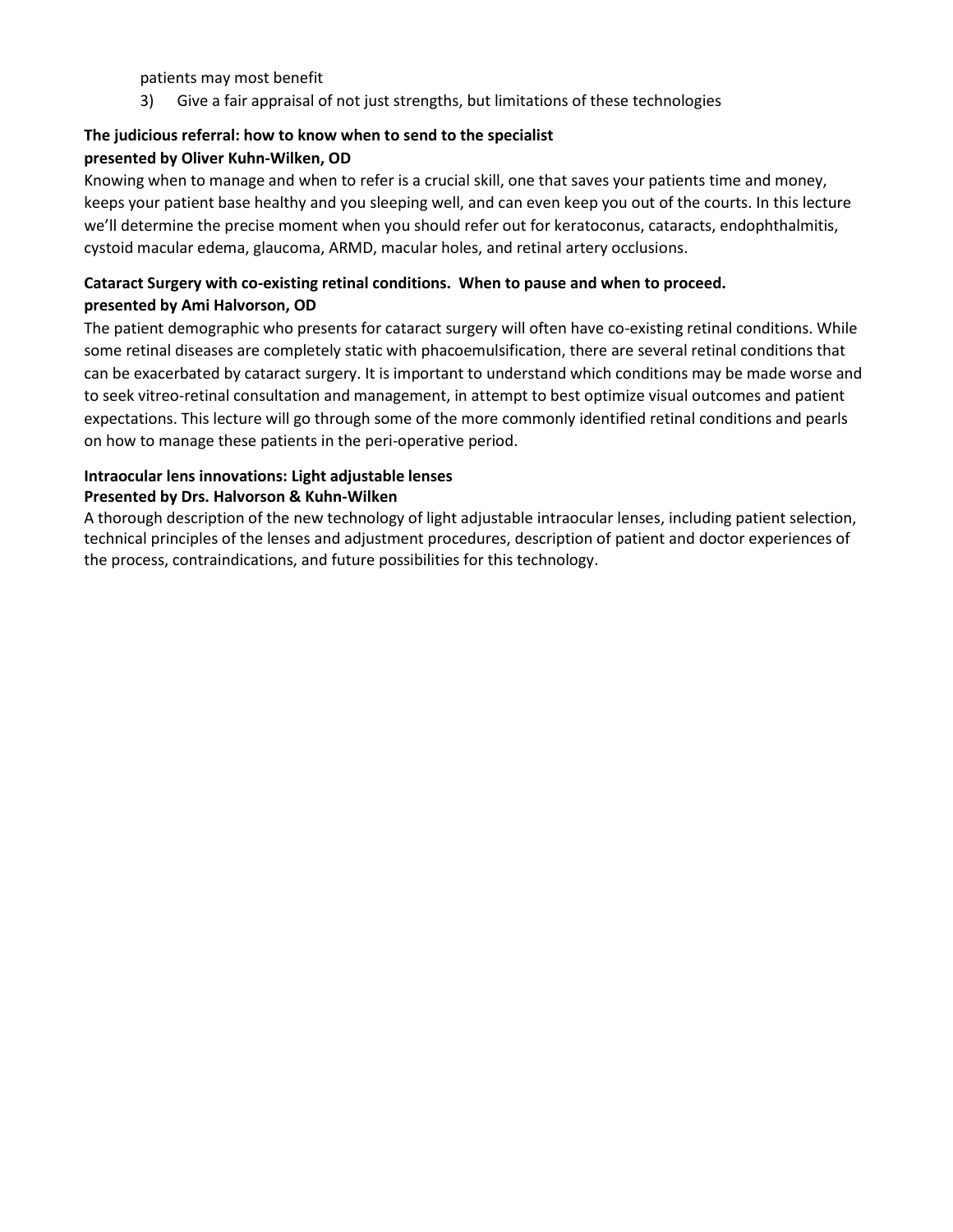patients may most benefit

3) Give a fair appraisal of not just strengths, but limitations of these technologies

**The judicious referral: how to know when to send to the specialist**
**presented by Oliver Kuhn-Wilken, OD**

Knowing when to manage and when to refer is a crucial skill, one that saves your patients time and money, keeps your patient base healthy and you sleeping well, and can even keep you out of the courts. In this lecture we'll determine the precise moment when you should refer out for keratoconus, cataracts, endophthalmitis, cystoid macular edema, glaucoma, ARMD, macular holes, and retinal artery occlusions.

**Cataract Surgery with co-existing retinal conditions. When to pause and when to proceed.**
**presented by Ami Halvorson, OD**

The patient demographic who presents for cataract surgery will often have co-existing retinal conditions. While some retinal diseases are completely static with phacoemulsification, there are several retinal conditions that can be exacerbated by cataract surgery. It is important to understand which conditions may be made worse and to seek vitreo-retinal consultation and management, in attempt to best optimize visual outcomes and patient expectations. This lecture will go through some of the more commonly identified retinal conditions and pearls on how to manage these patients in the peri-operative period.

**Intraocular lens innovations: Light adjustable lenses**
**Presented by Drs. Halvorson & Kuhn-Wilken**

A thorough description of the new technology of light adjustable intraocular lenses, including patient selection, technical principles of the lenses and adjustment procedures, description of patient and doctor experiences of the process, contraindications, and future possibilities for this technology.